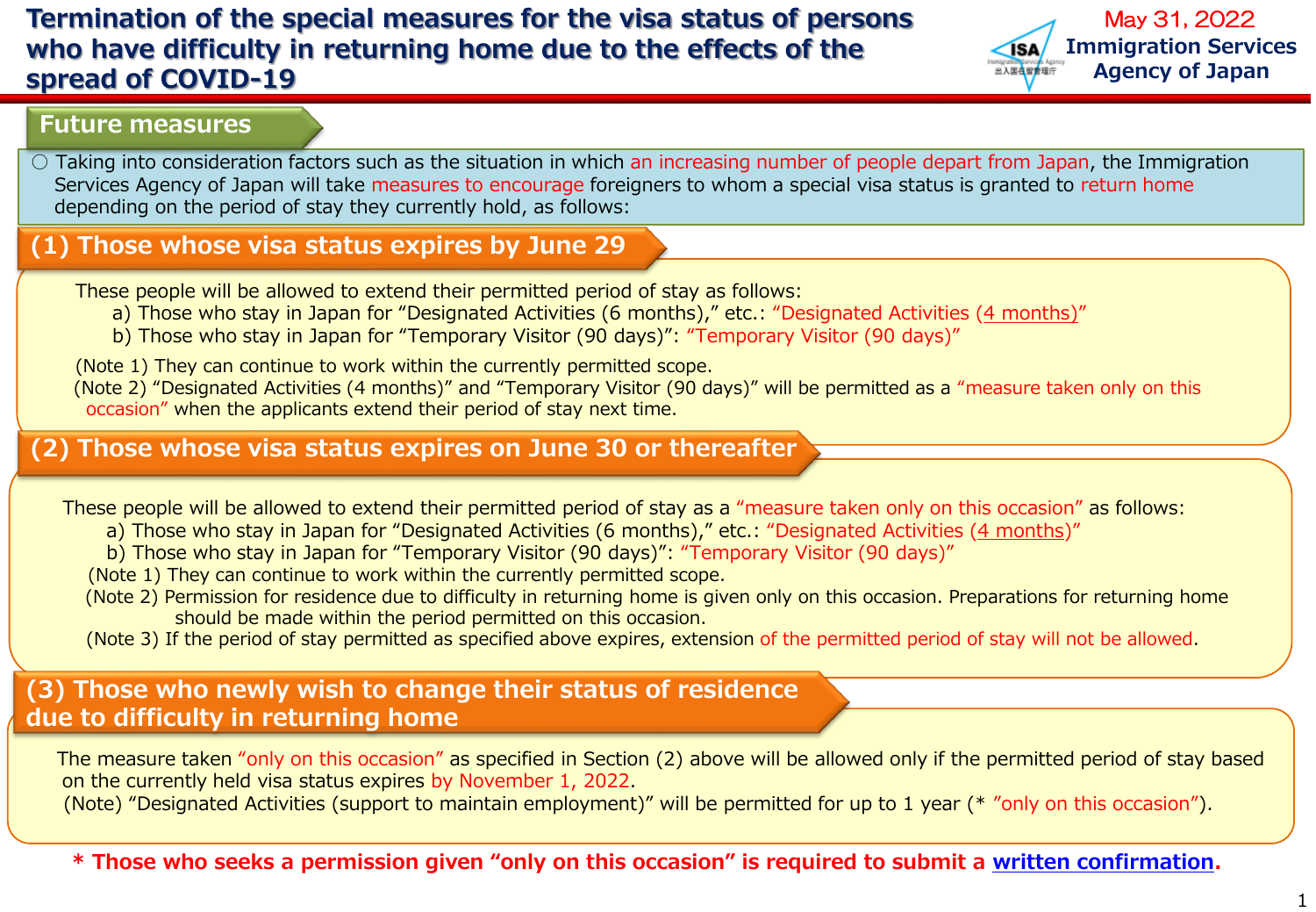# Termination of the special measures for the visa status of persons who have difficulty in returning home due to the effects of the spread of COVID-19

May 31, 2022
Immigration Services Agency of Japan

## Future measures

○ Taking into consideration factors such as the situation in which an increasing number of people depart from Japan, the Immigration Services Agency of Japan will take measures to encourage foreigners to whom a special visa status is granted to return home depending on the period of stay they currently hold, as follows:

### (1) Those whose visa status expires by June 29

These people will be allowed to extend their permitted period of stay as follows:

a) Those who stay in Japan for “Designated Activities (6 months),” etc.: “Designated Activities (4 months)”

b) Those who stay in Japan for “Temporary Visitor (90 days)”: “Temporary Visitor (90 days)”

(Note 1) They can continue to work within the currently permitted scope.

(Note 2) “Designated Activities (4 months)” and “Temporary Visitor (90 days)” will be permitted as a “measure taken only on this occasion” when the applicants extend their period of stay next time.

### (2) Those whose visa status expires on June 30 or thereafter

These people will be allowed to extend their permitted period of stay as a “measure taken only on this occasion” as follows:

a) Those who stay in Japan for “Designated Activities (6 months),” etc.: “Designated Activities (4 months)”

b) Those who stay in Japan for “Temporary Visitor (90 days)”: “Temporary Visitor (90 days)”

(Note 1) They can continue to work within the currently permitted scope.

(Note 2) Permission for residence due to difficulty in returning home is given only on this occasion. Preparations for returning home should be made within the period permitted on this occasion.

(Note 3) If the period of stay permitted as specified above expires, extension of the permitted period of stay will not be allowed.

### (3) Those who newly wish to change their status of residence due to difficulty in returning home

The measure taken “only on this occasion” as specified in Section (2) above will be allowed only if the permitted period of stay based on the currently held visa status expires by November 1, 2022.

(Note) “Designated Activities (support to maintain employment)” will be permitted for up to 1 year (* ”only on this occasion”).

**\* Those who seeks a permission given “only on this occasion” is required to submit a written confirmation.**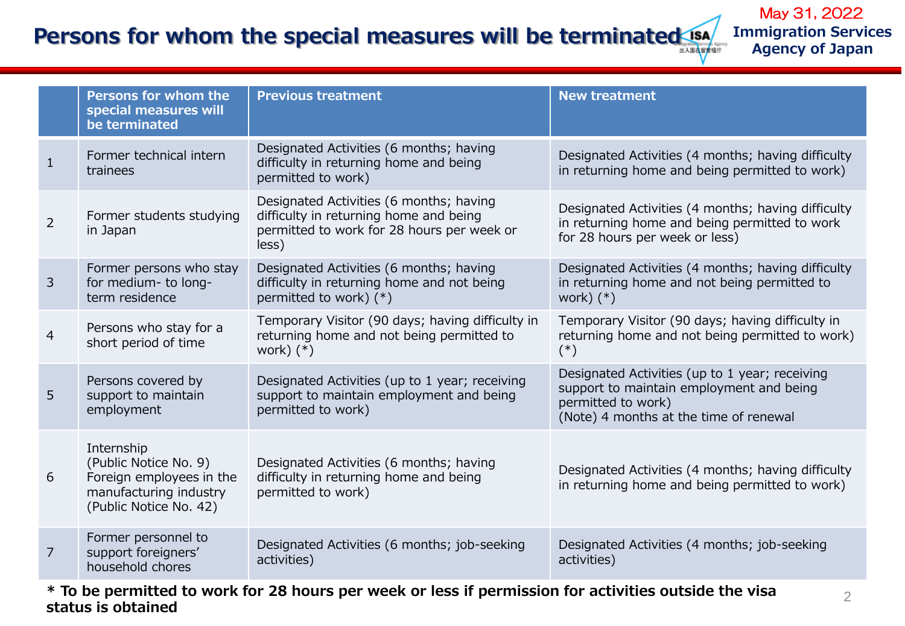# Persons for whom the special measures will be terminated

May 31, 2022
Immigration Services Agency of Japan

| | Persons for whom the special measures will be terminated | Previous treatment | New treatment |
|---|---|---|---|
| 1 | Former technical intern trainees | Designated Activities (6 months; having difficulty in returning home and being permitted to work) | Designated Activities (4 months; having difficulty in returning home and being permitted to work) |
| 2 | Former students studying in Japan | Designated Activities (6 months; having difficulty in returning home and being permitted to work for 28 hours per week or less) | Designated Activities (4 months; having difficulty in returning home and being permitted to work for 28 hours per week or less) |
| 3 | Former persons who stay for medium- to long-term residence | Designated Activities (6 months; having difficulty in returning home and not being permitted to work) (*) | Designated Activities (4 months; having difficulty in returning home and not being permitted to work) (*) |
| 4 | Persons who stay for a short period of time | Temporary Visitor (90 days; having difficulty in returning home and not being permitted to work) (*) | Temporary Visitor (90 days; having difficulty in returning home and not being permitted to work) (*) |
| 5 | Persons covered by support to maintain employment | Designated Activities (up to 1 year; receiving support to maintain employment and being permitted to work) | Designated Activities (up to 1 year; receiving support to maintain employment and being permitted to work)<br>(Note) 4 months at the time of renewal |
| 6 | Internship<br>(Public Notice No. 9)<br>Foreign employees in the manufacturing industry<br>(Public Notice No. 42) | Designated Activities (6 months; having difficulty in returning home and being permitted to work) | Designated Activities (4 months; having difficulty in returning home and being permitted to work) |
| 7 | Former personnel to support foreigners' household chores | Designated Activities (6 months; job-seeking activities) | Designated Activities (4 months; job-seeking activities) |

**\* To be permitted to work for 28 hours per week or less if permission for activities outside the visa status is obtained**